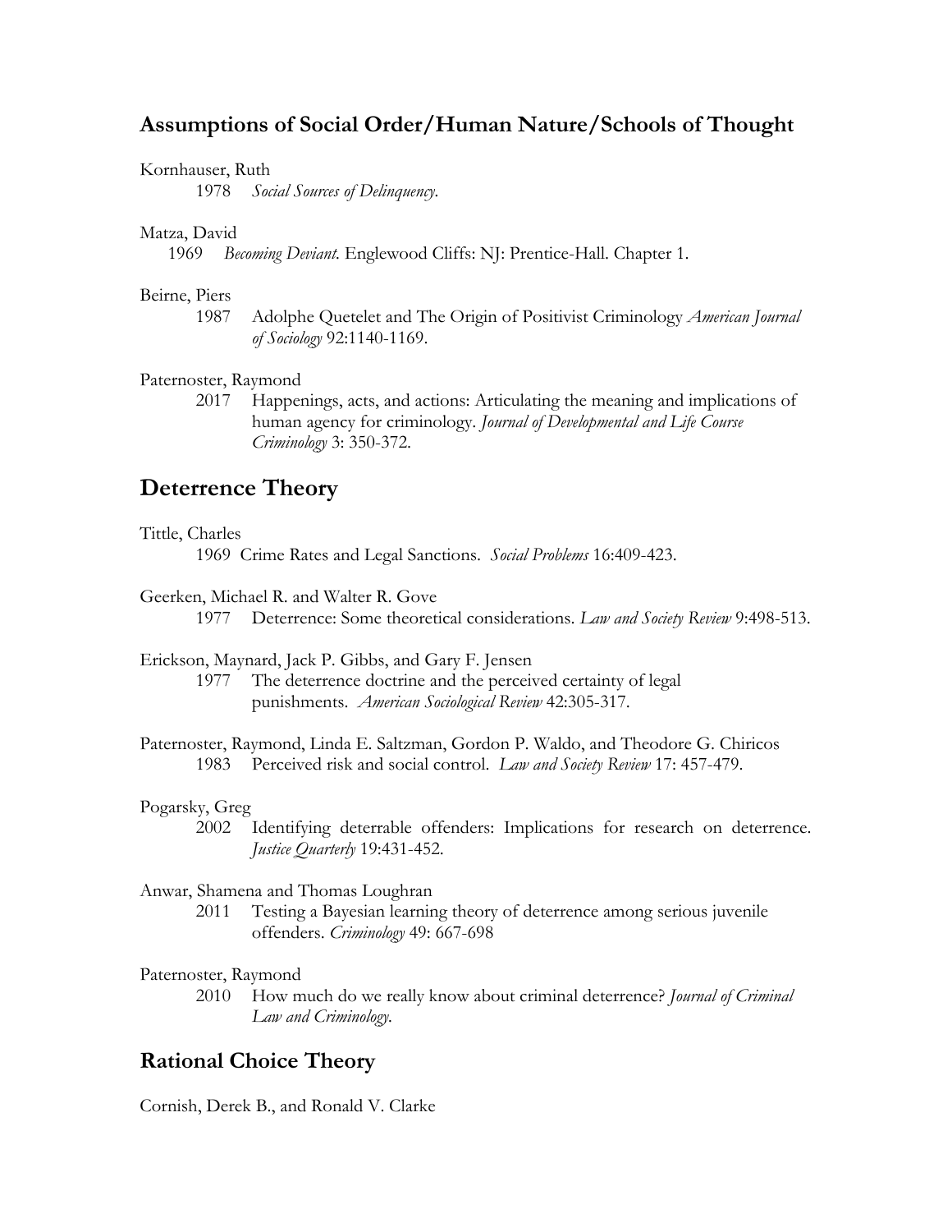## Assumptions of Social Order/Human Nature/Schools of Thought

Kornhauser, Ruth
1978 *Social Sources of Delinquency*.

Matza, David
1969 *Becoming Deviant*. Englewood Cliffs: NJ: Prentice-Hall. Chapter 1.

Beirne, Piers
1987 Adolphe Quetelet and The Origin of Positivist Criminology *American Journal of Sociology* 92:1140-1169.

Paternoster, Raymond
2017 Happenings, acts, and actions: Articulating the meaning and implications of human agency for criminology. *Journal of Developmental and Life Course Criminology* 3: 350-372.

## Deterrence Theory

Tittle, Charles
1969 Crime Rates and Legal Sanctions. *Social Problems* 16:409-423.

Geerken, Michael R. and Walter R. Gove
1977 Deterrence: Some theoretical considerations. *Law and Society Review* 9:498-513.

Erickson, Maynard, Jack P. Gibbs, and Gary F. Jensen
1977 The deterrence doctrine and the perceived certainty of legal punishments. *American Sociological Review* 42:305-317.

Paternoster, Raymond, Linda E. Saltzman, Gordon P. Waldo, and Theodore G. Chiricos
1983 Perceived risk and social control. *Law and Society Review* 17: 457-479.

Pogarsky, Greg
2002 Identifying deterrable offenders: Implications for research on deterrence. *Justice Quarterly* 19:431-452.

Anwar, Shamena and Thomas Loughran
2011 Testing a Bayesian learning theory of deterrence among serious juvenile offenders. *Criminology* 49: 667-698

Paternoster, Raymond
2010 How much do we really know about criminal deterrence? *Journal of Criminal Law and Criminology.*

## Rational Choice Theory

Cornish, Derek B., and Ronald V. Clarke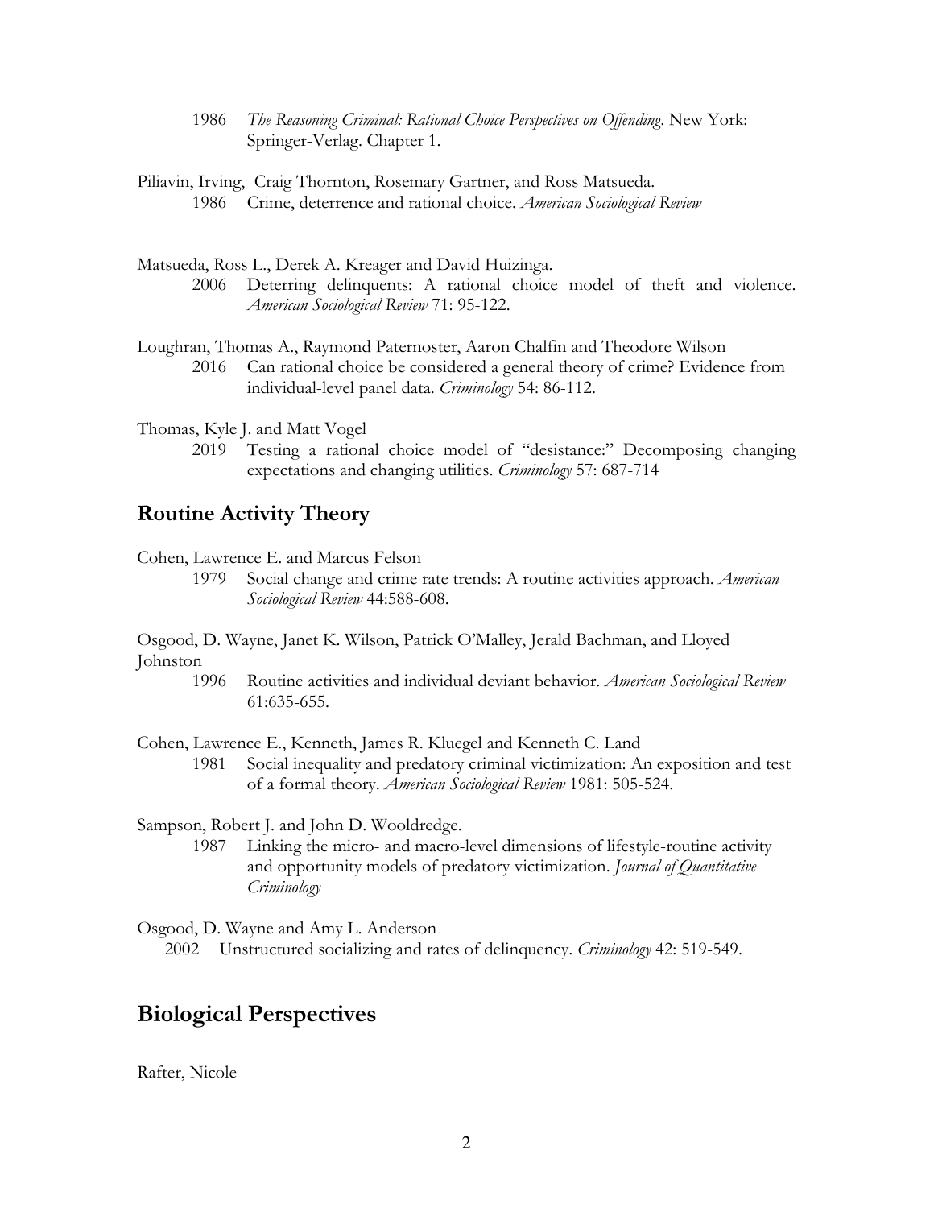1986 *The Reasoning Criminal: Rational Choice Perspectives on Offending*. New York: Springer-Verlag. Chapter 1.

Piliavin, Irving, Craig Thornton, Rosemary Gartner, and Ross Matsueda.
1986 Crime, deterrence and rational choice. *American Sociological Review*

Matsueda, Ross L., Derek A. Kreager and David Huizinga.
2006 Deterring delinquents: A rational choice model of theft and violence. *American Sociological Review* 71: 95-122.

Loughran, Thomas A., Raymond Paternoster, Aaron Chalfin and Theodore Wilson
2016 Can rational choice be considered a general theory of crime? Evidence from individual-level panel data. *Criminology* 54: 86-112.

Thomas, Kyle J. and Matt Vogel
2019 Testing a rational choice model of "desistance:" Decomposing changing expectations and changing utilities. *Criminology* 57: 687-714

## Routine Activity Theory

Cohen, Lawrence E. and Marcus Felson
1979 Social change and crime rate trends: A routine activities approach. *American Sociological Review* 44:588-608.

Osgood, D. Wayne, Janet K. Wilson, Patrick O'Malley, Jerald Bachman, and Lloyed Johnston
1996 Routine activities and individual deviant behavior. *American Sociological Review* 61:635-655.

Cohen, Lawrence E., Kenneth, James R. Kluegel and Kenneth C. Land
1981 Social inequality and predatory criminal victimization: An exposition and test of a formal theory. *American Sociological Review* 1981: 505-524.

Sampson, Robert J. and John D. Wooldredge.
1987 Linking the micro- and macro-level dimensions of lifestyle-routine activity and opportunity models of predatory victimization. *Journal of Quantitative Criminology*

Osgood, D. Wayne and Amy L. Anderson
2002 Unstructured socializing and rates of delinquency. *Criminology* 42: 519-549.

## Biological Perspectives

Rafter, Nicole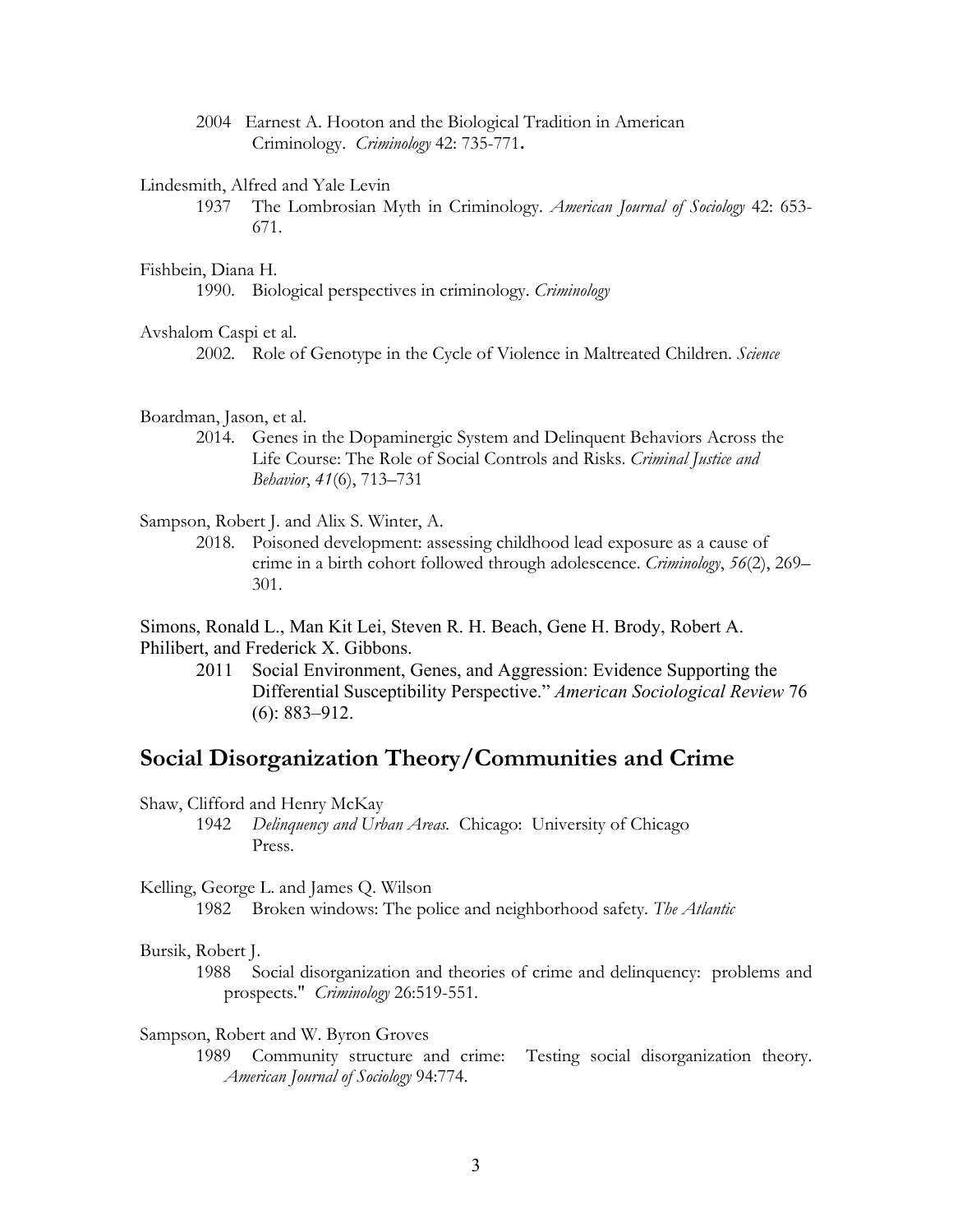2004 Earnest A. Hooton and the Biological Tradition in American Criminology. *Criminology* 42: 735-771.

Lindesmith, Alfred and Yale Levin

1937 The Lombrosian Myth in Criminology. *American Journal of Sociology* 42: 653-671.

Fishbein, Diana H.

1990. Biological perspectives in criminology. *Criminology*

Avshalom Caspi et al.

2002. Role of Genotype in the Cycle of Violence in Maltreated Children. *Science*

Boardman, Jason, et al.

2014. Genes in the Dopaminergic System and Delinquent Behaviors Across the Life Course: The Role of Social Controls and Risks. *Criminal Justice and Behavior*, *41*(6), 713–731

Sampson, Robert J. and Alix S. Winter, A.

2018. Poisoned development: assessing childhood lead exposure as a cause of crime in a birth cohort followed through adolescence. *Criminology*, *56*(2), 269–301.

Simons, Ronald L., Man Kit Lei, Steven R. H. Beach, Gene H. Brody, Robert A. Philibert, and Frederick X. Gibbons.

2011 Social Environment, Genes, and Aggression: Evidence Supporting the Differential Susceptibility Perspective." *American Sociological Review* 76 (6): 883–912.

## Social Disorganization Theory/Communities and Crime

Shaw, Clifford and Henry McKay

1942 *Delinquency and Urban Areas*. Chicago: University of Chicago Press.

Kelling, George L. and James Q. Wilson

1982 Broken windows: The police and neighborhood safety. *The Atlantic*

Bursik, Robert J.

1988 Social disorganization and theories of crime and delinquency: problems and prospects." *Criminology* 26:519-551.

Sampson, Robert and W. Byron Groves

1989 Community structure and crime: Testing social disorganization theory. *American Journal of Sociology* 94:774.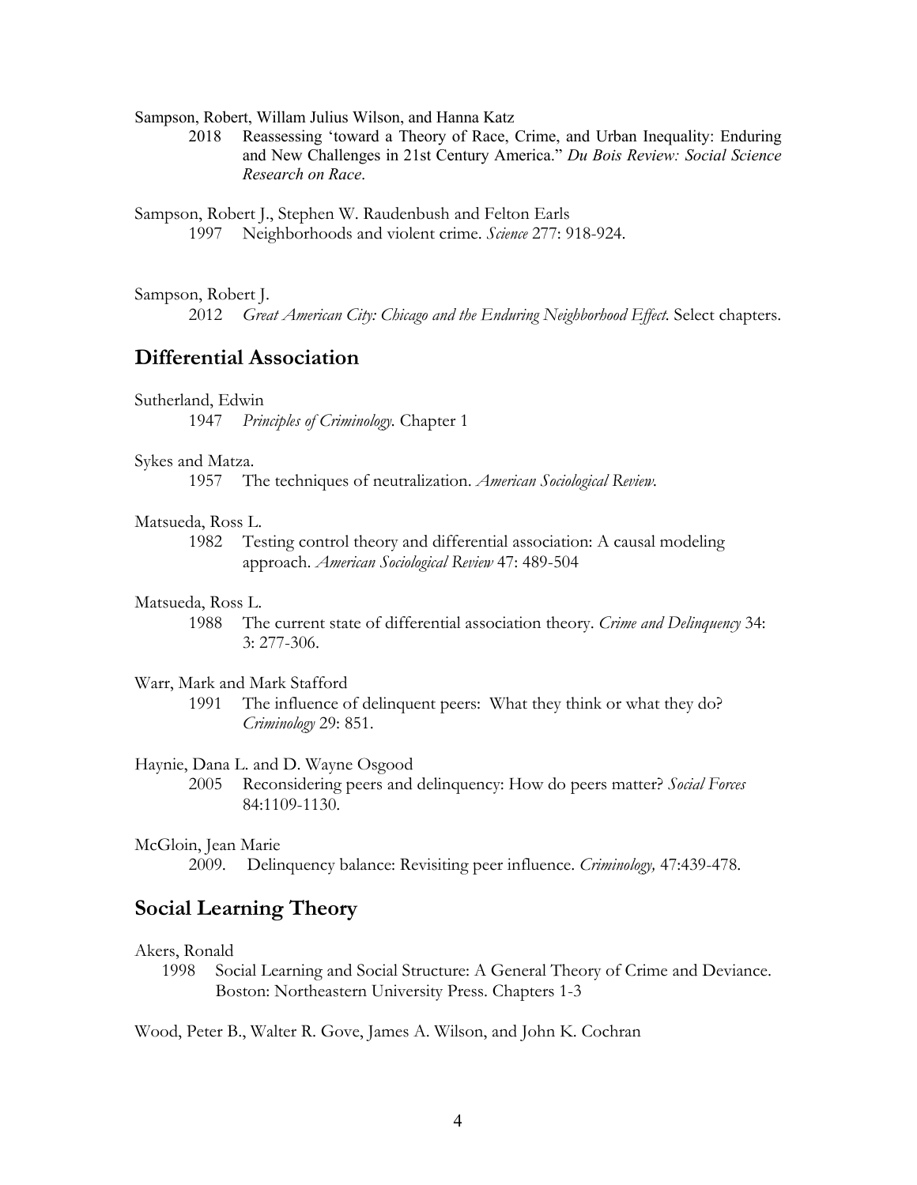Sampson, Robert, Willam Julius Wilson, and Hanna Katz

2018 Reassessing 'toward a Theory of Race, Crime, and Urban Inequality: Enduring and New Challenges in 21st Century America." *Du Bois Review: Social Science Research on Race*.

Sampson, Robert J., Stephen W. Raudenbush and Felton Earls

1997 Neighborhoods and violent crime. *Science* 277: 918-924.

Sampson, Robert J.

2012 *Great American City: Chicago and the Enduring Neighborhood Effect*. Select chapters.

## Differential Association

Sutherland, Edwin

1947 *Principles of Criminology.* Chapter 1

Sykes and Matza.

1957 The techniques of neutralization. *American Sociological Review*.

Matsueda, Ross L.

1982 Testing control theory and differential association: A causal modeling approach. *American Sociological Review* 47: 489-504

Matsueda, Ross L.

1988 The current state of differential association theory. *Crime and Delinquency* 34: 3: 277-306.

Warr, Mark and Mark Stafford

1991 The influence of delinquent peers: What they think or what they do? *Criminology* 29: 851.

Haynie, Dana L. and D. Wayne Osgood

2005 Reconsidering peers and delinquency: How do peers matter? *Social Forces* 84:1109-1130.

McGloin, Jean Marie

2009. Delinquency balance: Revisiting peer influence. *Criminology,* 47:439-478.

## Social Learning Theory

Akers, Ronald

1998 Social Learning and Social Structure: A General Theory of Crime and Deviance. Boston: Northeastern University Press. Chapters 1-3

Wood, Peter B., Walter R. Gove, James A. Wilson, and John K. Cochran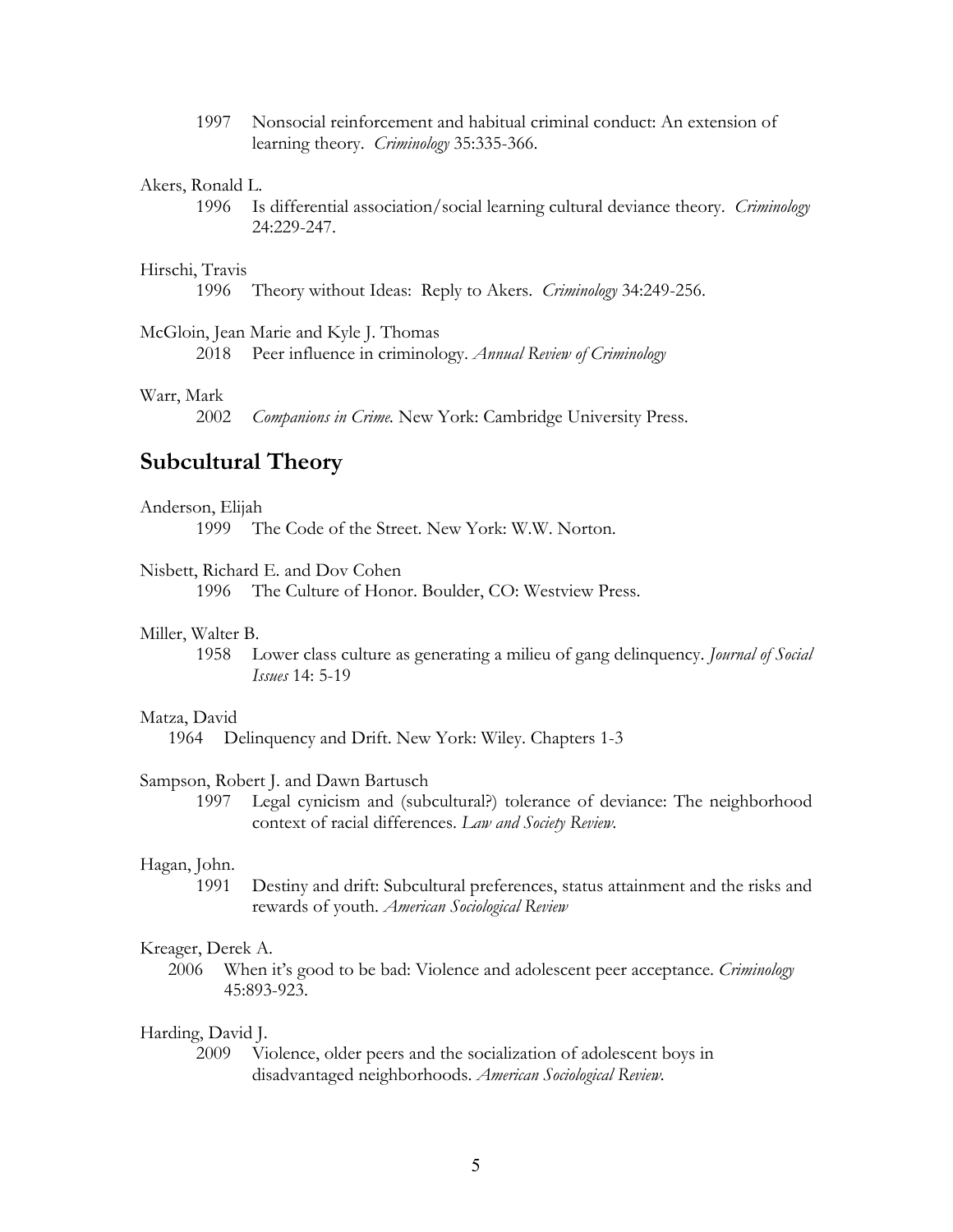1997 Nonsocial reinforcement and habitual criminal conduct: An extension of learning theory. *Criminology* 35:335-366.

Akers, Ronald L.

1996 Is differential association/social learning cultural deviance theory. *Criminology* 24:229-247.

Hirschi, Travis

1996 Theory without Ideas: Reply to Akers. *Criminology* 34:249-256.

McGloin, Jean Marie and Kyle J. Thomas

2018 Peer influence in criminology. *Annual Review of Criminology*

Warr, Mark

2002 *Companions in Crime.* New York: Cambridge University Press.

## Subcultural Theory

Anderson, Elijah

1999 The Code of the Street. New York: W.W. Norton.

Nisbett, Richard E. and Dov Cohen

1996 The Culture of Honor. Boulder, CO: Westview Press.

Miller, Walter B.

1958 Lower class culture as generating a milieu of gang delinquency. *Journal of Social Issues* 14: 5-19

Matza, David

1964 Delinquency and Drift. New York: Wiley. Chapters 1-3

Sampson, Robert J. and Dawn Bartusch

1997 Legal cynicism and (subcultural?) tolerance of deviance: The neighborhood context of racial differences. *Law and Society Review.*

Hagan, John.

1991 Destiny and drift: Subcultural preferences, status attainment and the risks and rewards of youth. *American Sociological Review*

Kreager, Derek A.

2006 When it's good to be bad: Violence and adolescent peer acceptance. *Criminology* 45:893-923.

Harding, David J.

2009 Violence, older peers and the socialization of adolescent boys in disadvantaged neighborhoods. *American Sociological Review.*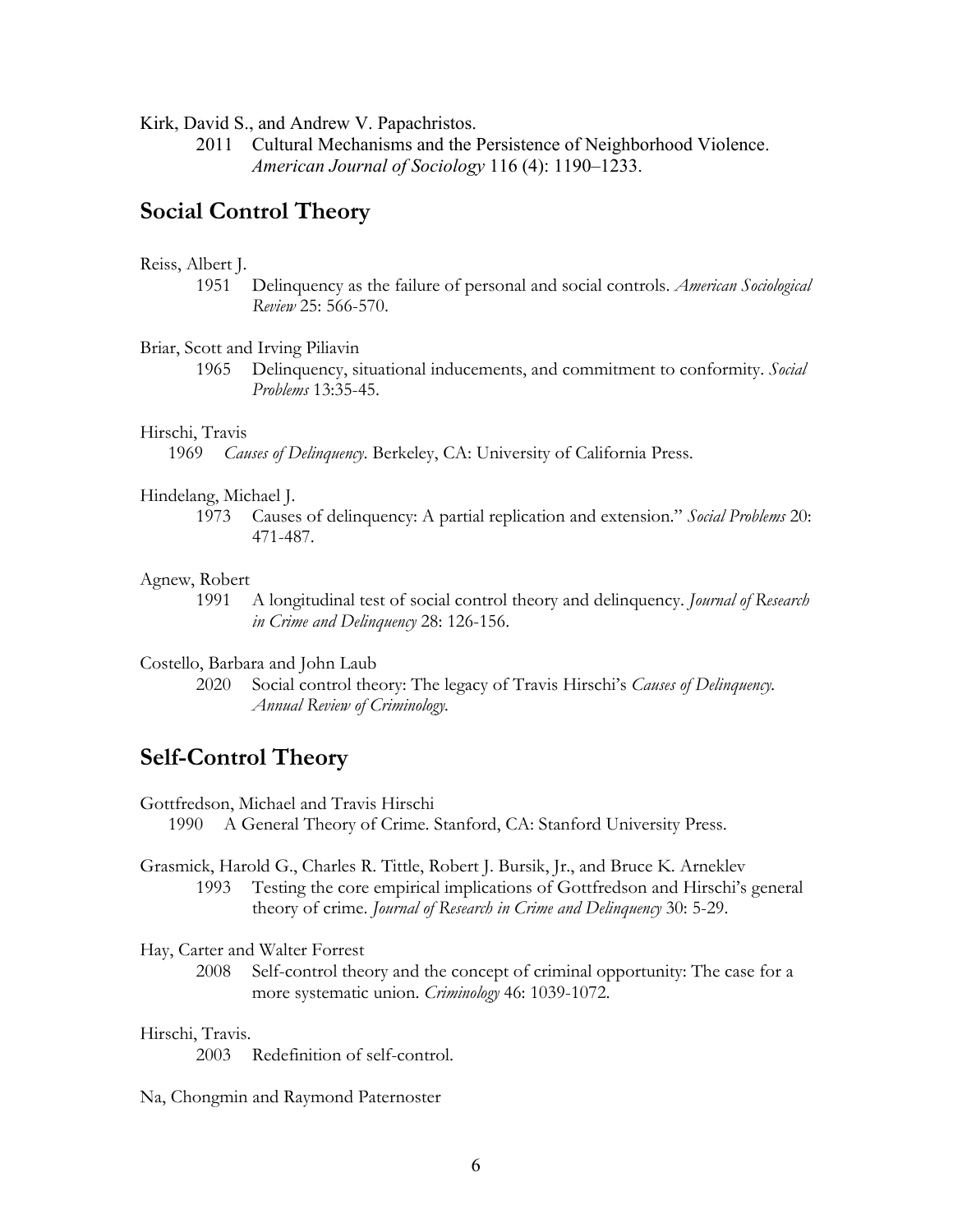Kirk, David S., and Andrew V. Papachristos.

2011 Cultural Mechanisms and the Persistence of Neighborhood Violence. *American Journal of Sociology* 116 (4): 1190–1233.

## Social Control Theory

Reiss, Albert J.

1951 Delinquency as the failure of personal and social controls. *American Sociological Review* 25: 566-570.

Briar, Scott and Irving Piliavin

1965 Delinquency, situational inducements, and commitment to conformity. *Social Problems* 13:35-45.

Hirschi, Travis

1969 *Causes of Delinquency*. Berkeley, CA: University of California Press.

Hindelang, Michael J.

1973 Causes of delinquency: A partial replication and extension." *Social Problems* 20: 471-487.

Agnew, Robert

1991 A longitudinal test of social control theory and delinquency. *Journal of Research in Crime and Delinquency* 28: 126-156.

Costello, Barbara and John Laub

2020 Social control theory: The legacy of Travis Hirschi's *Causes of Delinquency*. *Annual Review of Criminology*.

## Self-Control Theory

Gottfredson, Michael and Travis Hirschi

1990 A General Theory of Crime. Stanford, CA: Stanford University Press.

Grasmick, Harold G., Charles R. Tittle, Robert J. Bursik, Jr., and Bruce K. Arneklev

1993 Testing the core empirical implications of Gottfredson and Hirschi's general theory of crime. *Journal of Research in Crime and Delinquency* 30: 5-29.

Hay, Carter and Walter Forrest

2008 Self-control theory and the concept of criminal opportunity: The case for a more systematic union. *Criminology* 46: 1039-1072.

Hirschi, Travis.

2003 Redefinition of self-control.

Na, Chongmin and Raymond Paternoster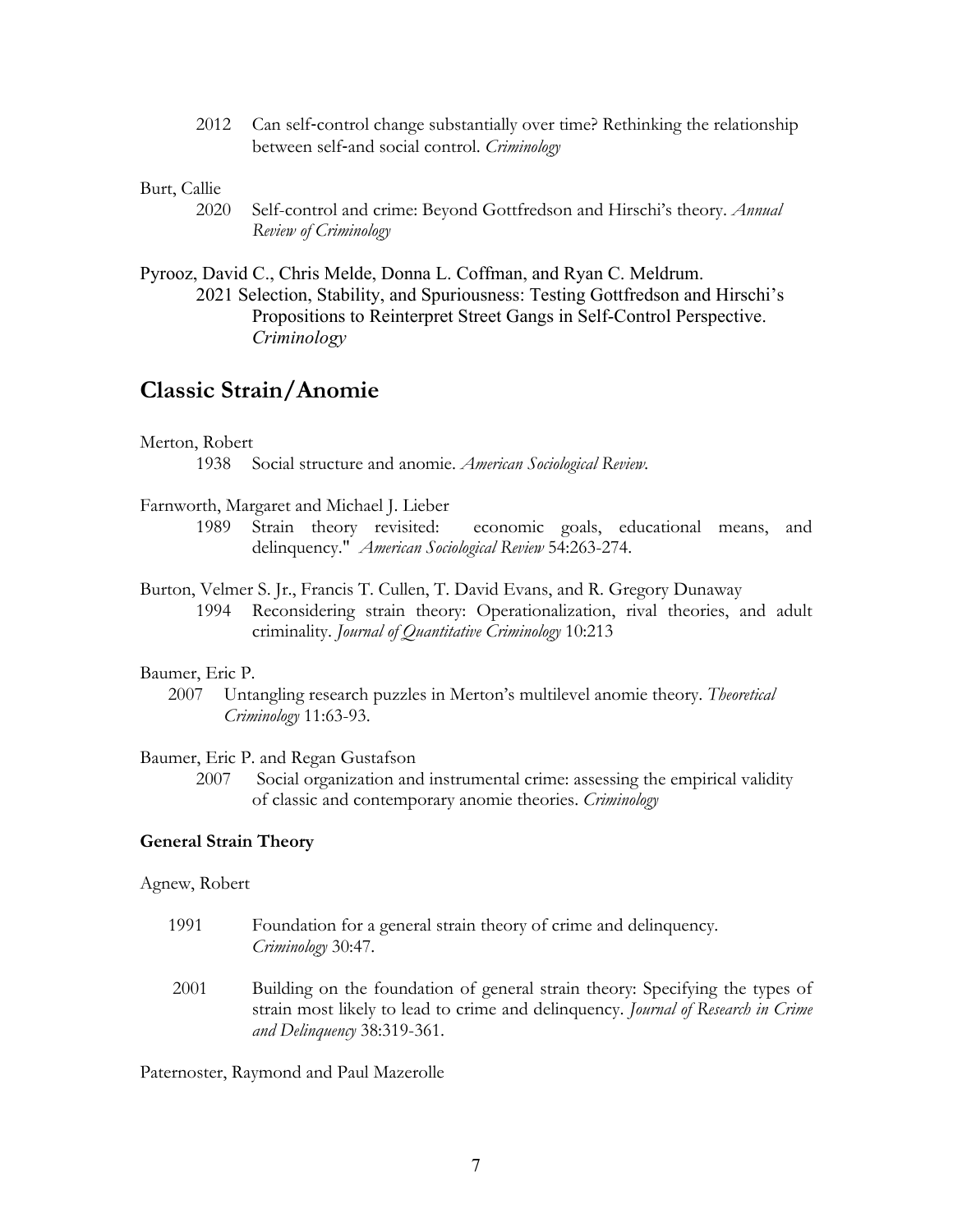2012 Can self-control change substantially over time? Rethinking the relationship between self-and social control. *Criminology*

Burt, Callie

2020 Self-control and crime: Beyond Gottfredson and Hirschi's theory. *Annual Review of Criminology*

Pyrooz, David C., Chris Melde, Donna L. Coffman, and Ryan C. Meldrum.

2021 Selection, Stability, and Spuriousness: Testing Gottfredson and Hirschi's Propositions to Reinterpret Street Gangs in Self-Control Perspective. *Criminology*

## Classic Strain/Anomie

Merton, Robert

1938 Social structure and anomie. *American Sociological Review.*

Farnworth, Margaret and Michael J. Lieber

1989 Strain theory revisited: economic goals, educational means, and delinquency." *American Sociological Review* 54:263-274.

Burton, Velmer S. Jr., Francis T. Cullen, T. David Evans, and R. Gregory Dunaway

1994 Reconsidering strain theory: Operationalization, rival theories, and adult criminality. *Journal of Quantitative Criminology* 10:213

Baumer, Eric P.

2007 Untangling research puzzles in Merton's multilevel anomie theory. *Theoretical Criminology* 11:63-93.

Baumer, Eric P. and Regan Gustafson

2007 Social organization and instrumental crime: assessing the empirical validity of classic and contemporary anomie theories. *Criminology*

### General Strain Theory

Agnew, Robert

1991 Foundation for a general strain theory of crime and delinquency. *Criminology* 30:47.

2001 Building on the foundation of general strain theory: Specifying the types of strain most likely to lead to crime and delinquency. *Journal of Research in Crime and Delinquency* 38:319-361.

Paternoster, Raymond and Paul Mazerolle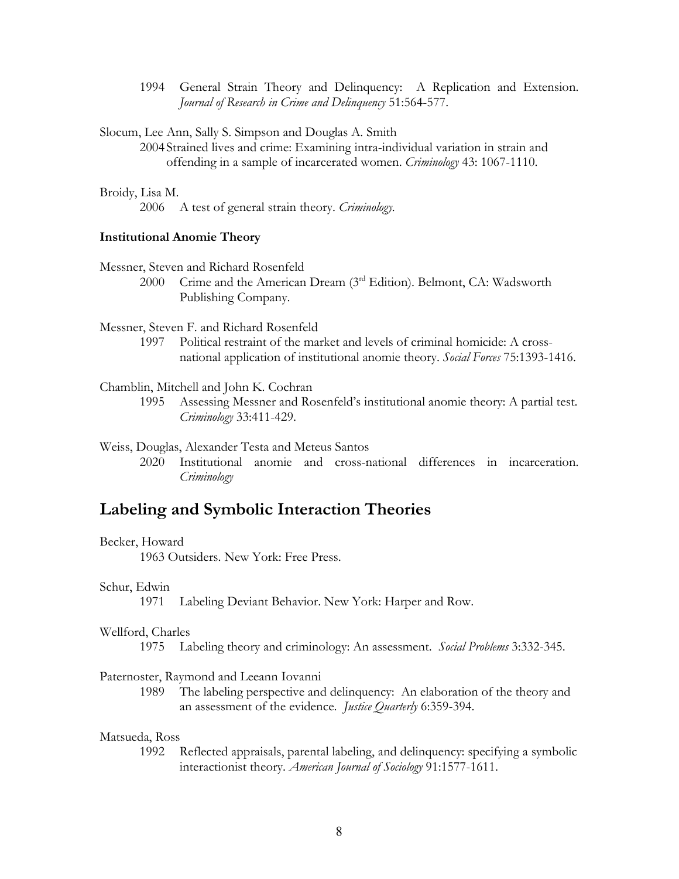1994 General Strain Theory and Delinquency: A Replication and Extension. *Journal of Research in Crime and Delinquency* 51:564-577.

Slocum, Lee Ann, Sally S. Simpson and Douglas A. Smith

2004 Strained lives and crime: Examining intra-individual variation in strain and offending in a sample of incarcerated women. *Criminology* 43: 1067-1110.

Broidy, Lisa M.

2006 A test of general strain theory. *Criminology*.

**Institutional Anomie Theory**

Messner, Steven and Richard Rosenfeld

2000 Crime and the American Dream (3rd Edition). Belmont, CA: Wadsworth Publishing Company.

Messner, Steven F. and Richard Rosenfeld

1997 Political restraint of the market and levels of criminal homicide: A cross-national application of institutional anomie theory. *Social Forces* 75:1393-1416.

Chamblin, Mitchell and John K. Cochran

1995 Assessing Messner and Rosenfeld's institutional anomie theory: A partial test. *Criminology* 33:411-429.

Weiss, Douglas, Alexander Testa and Meteus Santos

2020 Institutional anomie and cross-national differences in incarceration. *Criminology*

## Labeling and Symbolic Interaction Theories

Becker, Howard

1963 Outsiders. New York: Free Press.

Schur, Edwin

1971 Labeling Deviant Behavior. New York: Harper and Row.

Wellford, Charles

1975 Labeling theory and criminology: An assessment. *Social Problems* 3:332-345.

Paternoster, Raymond and Leeann Iovanni

1989 The labeling perspective and delinquency: An elaboration of the theory and an assessment of the evidence. *Justice Quarterly* 6:359-394.

Matsueda, Ross

1992 Reflected appraisals, parental labeling, and delinquency: specifying a symbolic interactionist theory. *American Journal of Sociology* 91:1577-1611.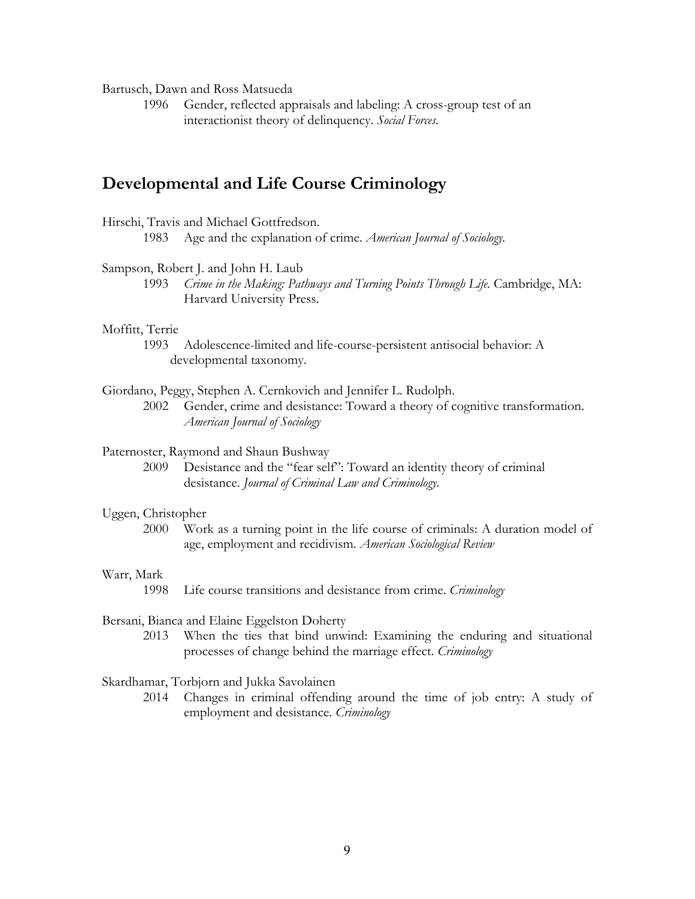Bartusch, Dawn and Ross Matsueda

1996 Gender, reflected appraisals and labeling: A cross-group test of an interactionist theory of delinquency. *Social Forces.*

## Developmental and Life Course Criminology

Hirschi, Travis and Michael Gottfredson.

1983 Age and the explanation of crime. *American Journal of Sociology.*

Sampson, Robert J. and John H. Laub

1993 *Crime in the Making: Pathways and Turning Points Through Life.* Cambridge, MA: Harvard University Press.

Moffitt, Terrie

1993 Adolescence-limited and life-course-persistent antisocial behavior: A developmental taxonomy.

Giordano, Peggy, Stephen A. Cernkovich and Jennifer L. Rudolph.

2002 Gender, crime and desistance: Toward a theory of cognitive transformation. *American Journal of Sociology*

Paternoster, Raymond and Shaun Bushway

2009 Desistance and the "fear self": Toward an identity theory of criminal desistance. *Journal of Criminal Law and Criminology.*

Uggen, Christopher

2000 Work as a turning point in the life course of criminals: A duration model of age, employment and recidivism. *American Sociological Review*

Warr, Mark

1998 Life course transitions and desistance from crime. *Criminology*

Bersani, Bianca and Elaine Eggelston Doherty

2013 When the ties that bind unwind: Examining the enduring and situational processes of change behind the marriage effect. *Criminology*

Skardhamar, Torbjorn and Jukka Savolainen

2014 Changes in criminal offending around the time of job entry: A study of employment and desistance. *Criminology*